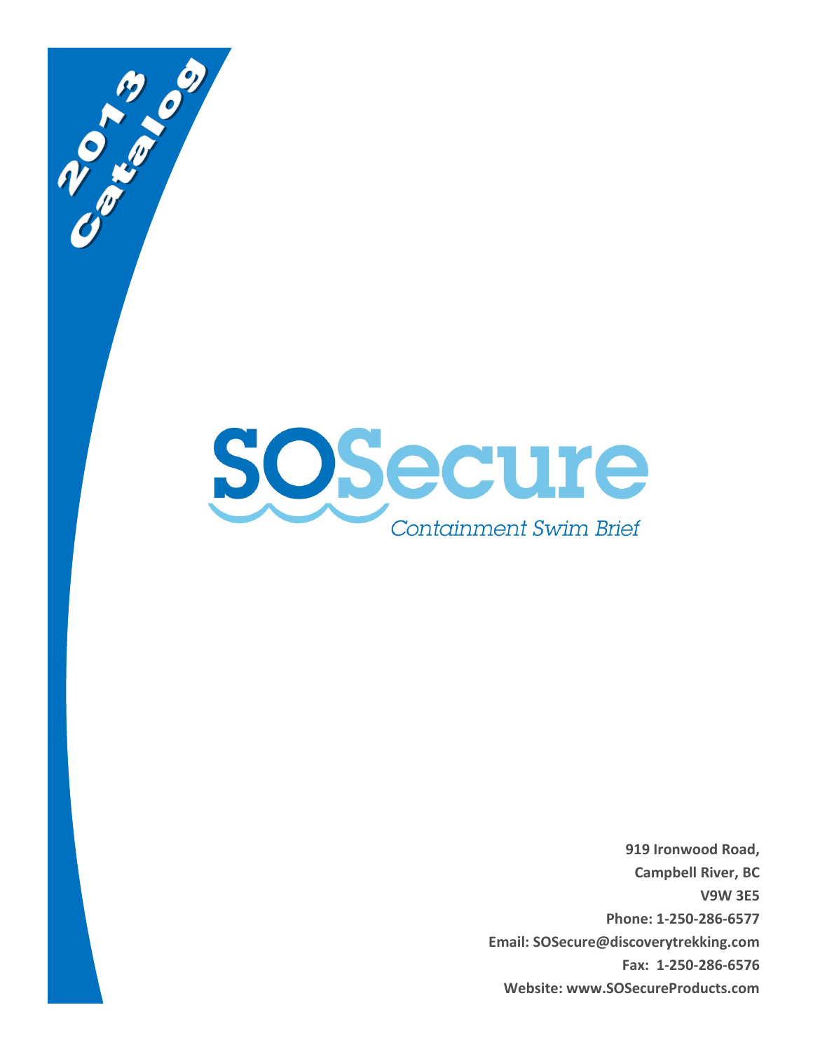2013 Catalog

# SOSecure

*Containment Swim Brief*

**919 Ironwood Road,**
**Campbell River, BC**
**V9W 3E5**
**Phone: 1-250-286-6577**
**Email: SOSecure@discoverytrekking.com**
**Fax: 1-250-286-6576**
**Website: www.SOSecureProducts.com**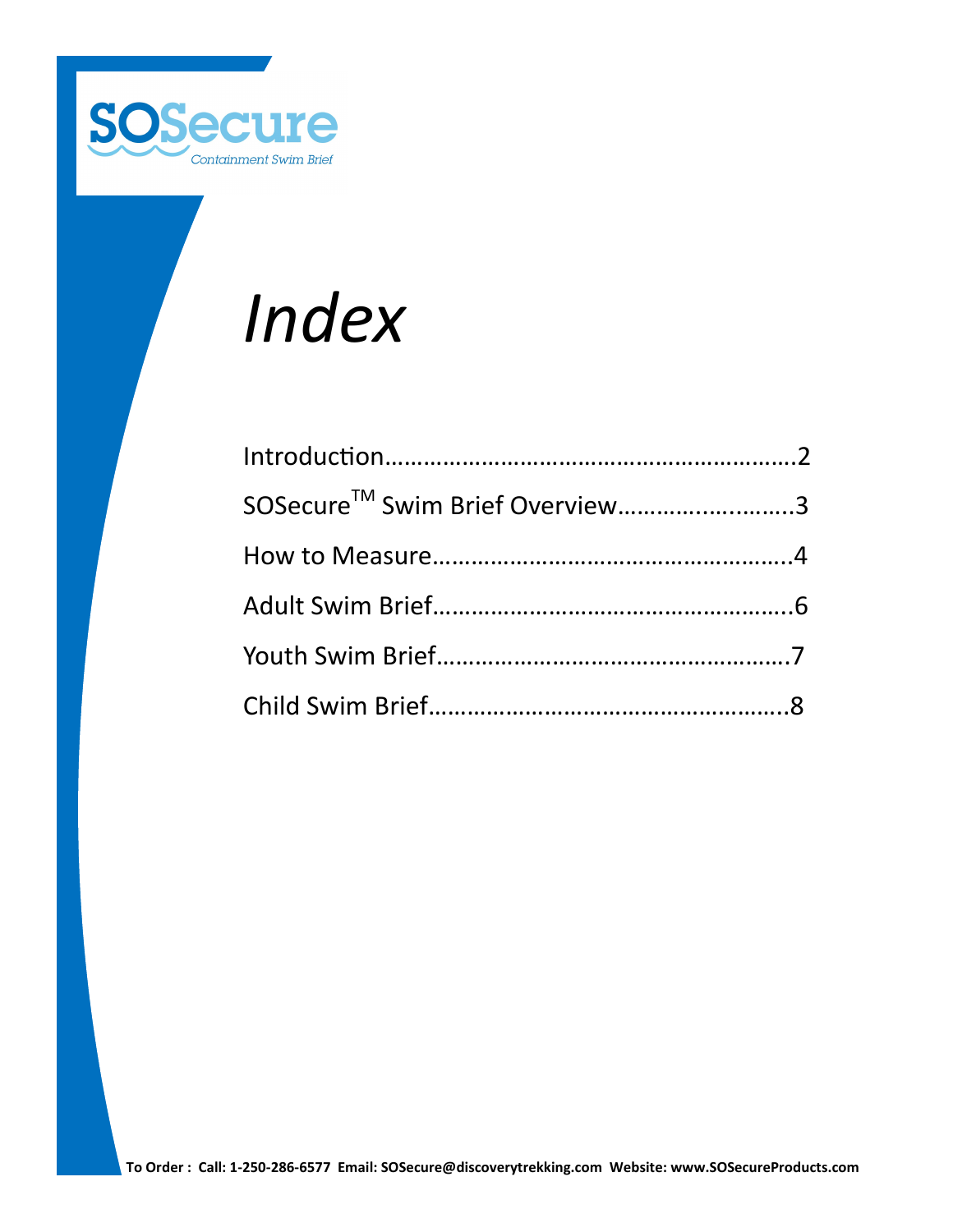SOSecure

Containment Swim Brief

# *Index*

Introduction……………………………………………………….2

SOSecure™ Swim Brief Overview………………..……..3

How to Measure……………………………………………….4

Adult Swim Brief……………………………………………….6

Youth Swim Brief………………………………………………7

Child Swim Brief………………………………………………..8

**To Order : Call: 1-250-286-6577 Email: SOSecure@discoverytrekking.com Website: www.SOSecureProducts.com**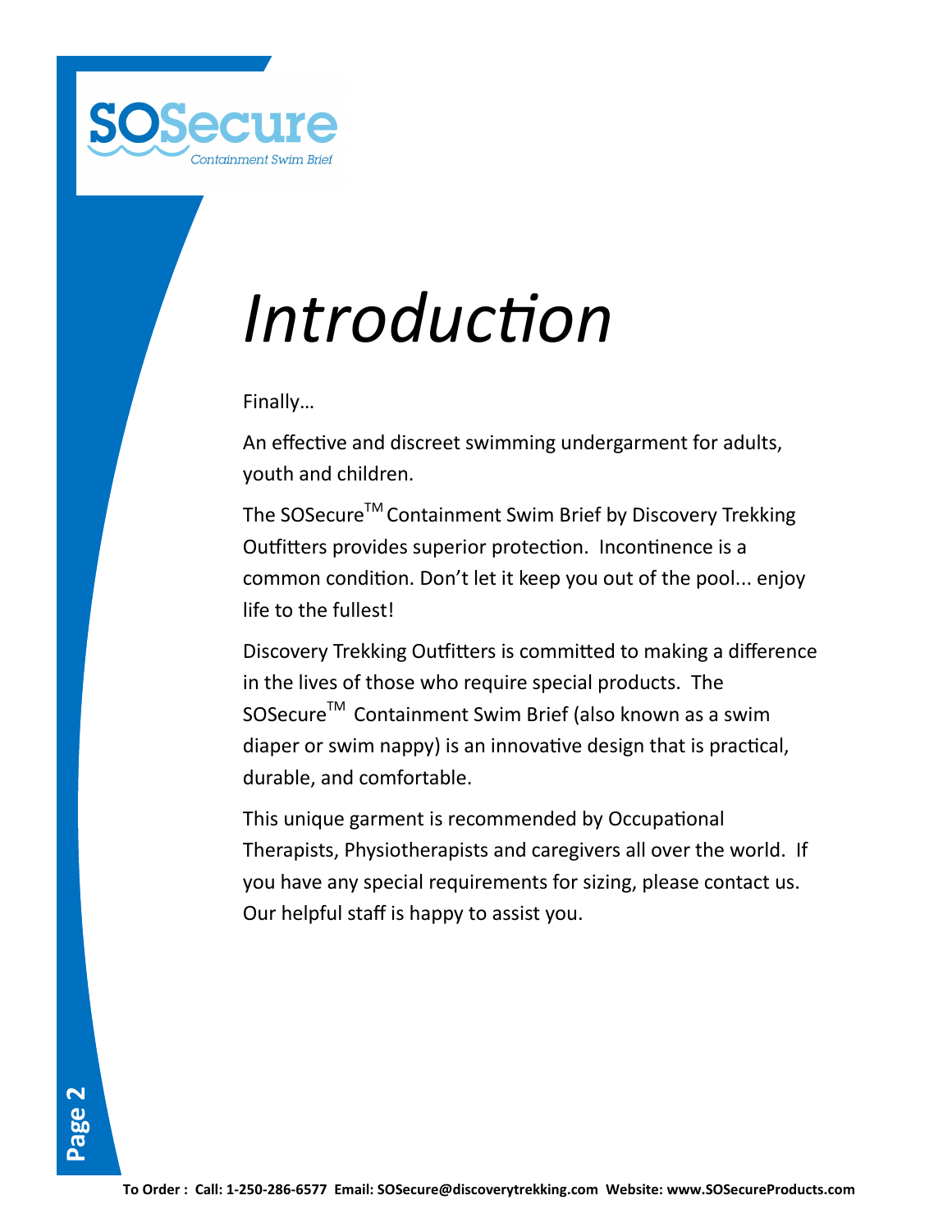SOSecure

Containment Swim Brief

# *Introduction*

Finally…

An effective and discreet swimming undergarment for adults, youth and children.

The SOSecure™ Containment Swim Brief by Discovery Trekking Outfitters provides superior protection. Incontinence is a common condition. Don't let it keep you out of the pool... enjoy life to the fullest!

Discovery Trekking Outfitters is committed to making a difference in the lives of those who require special products. The SOSecure™ Containment Swim Brief (also known as a swim diaper or swim nappy) is an innovative design that is practical, durable, and comfortable.

This unique garment is recommended by Occupational Therapists, Physiotherapists and caregivers all over the world. If you have any special requirements for sizing, please contact us. Our helpful staff is happy to assist you.

**To Order : Call: 1-250-286-6577 Email: SOSecure@discoverytrekking.com Website: www.SOSecureProducts.com**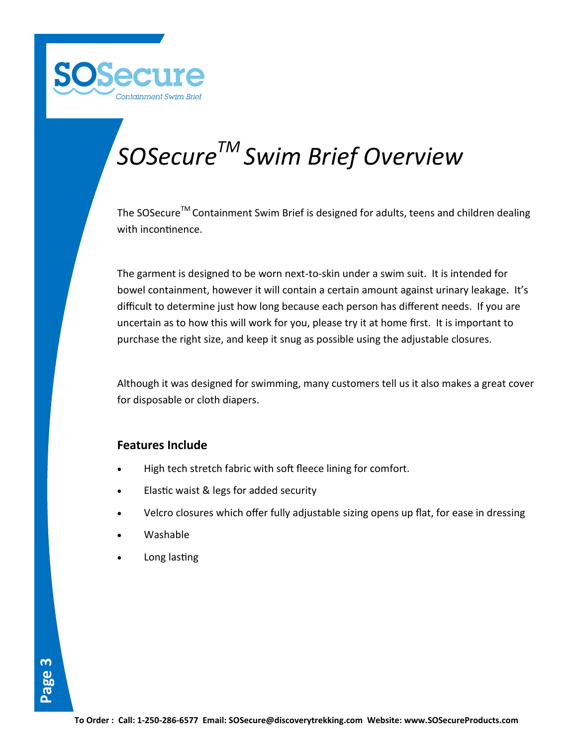SOSecure
Containment Swim Brief

# *SOSecure™ Swim Brief Overview*

The SOSecure™ Containment Swim Brief is designed for adults, teens and children dealing with incontinence.

The garment is designed to be worn next-to-skin under a swim suit. It is intended for bowel containment, however it will contain a certain amount against urinary leakage. It's difficult to determine just how long because each person has different needs. If you are uncertain as to how this will work for you, please try it at home first. It is important to purchase the right size, and keep it snug as possible using the adjustable closures.

Although it was designed for swimming, many customers tell us it also makes a great cover for disposable or cloth diapers.

### Features Include

- High tech stretch fabric with soft fleece lining for comfort.
- Elastic waist & legs for added security
- Velcro closures which offer fully adjustable sizing opens up flat, for ease in dressing
- Washable
- Long lasting

**To Order : Call: 1-250-286-6577 Email: SOSecure@discoverytrekking.com Website: www.SOSecureProducts.com**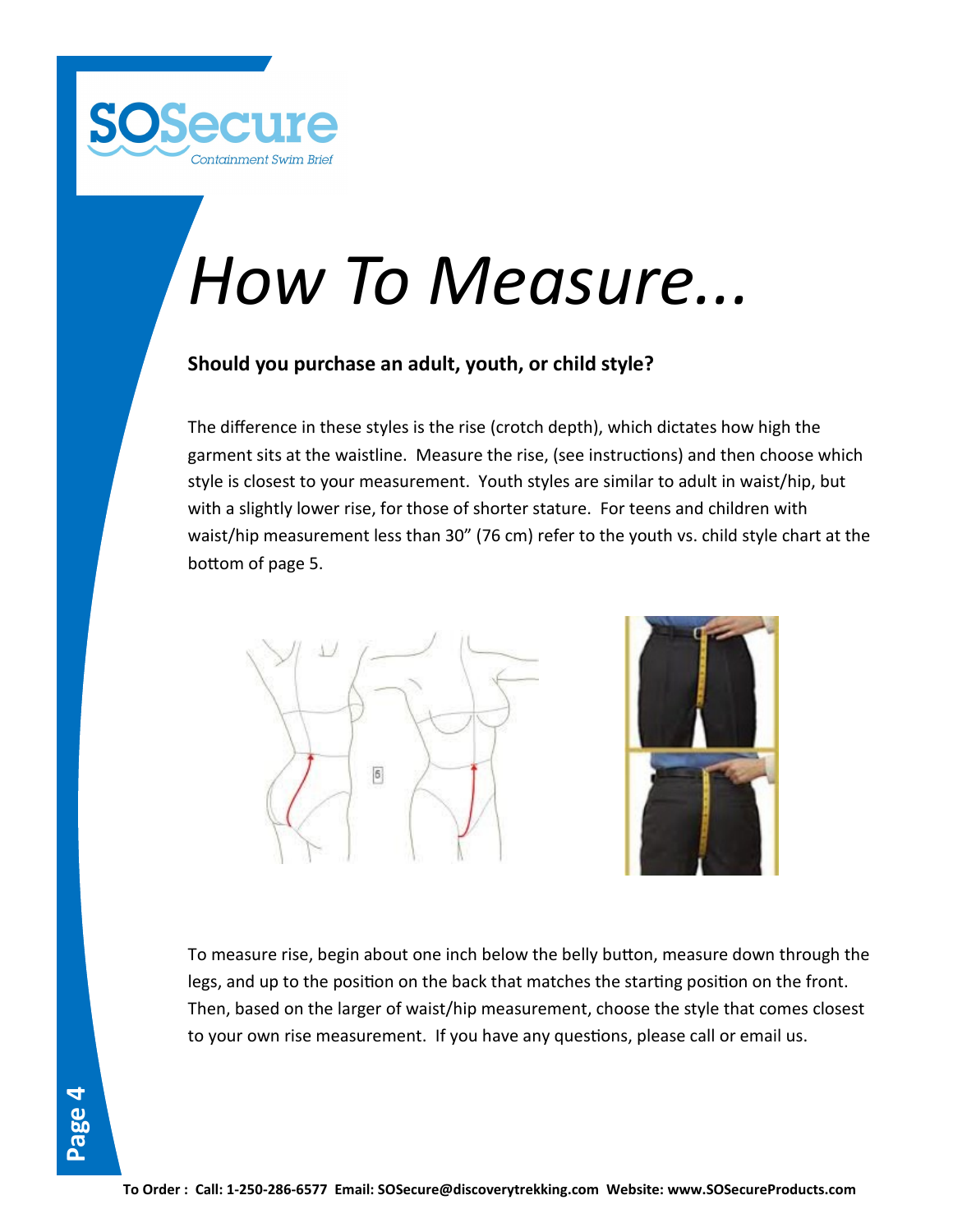# How To Measure...

**Should you purchase an adult, youth, or child style?**

The difference in these styles is the rise (crotch depth), which dictates how high the garment sits at the waistline. Measure the rise, (see instructions) and then choose which style is closest to your measurement. Youth styles are similar to adult in waist/hip, but with a slightly lower rise, for those of shorter stature. For teens and children with waist/hip measurement less than 30” (76 cm) refer to the youth vs. child style chart at the bottom of page 5.

To measure rise, begin about one inch below the belly button, measure down through the legs, and up to the position on the back that matches the starting position on the front. Then, based on the larger of waist/hip measurement, choose the style that comes closest to your own rise measurement. If you have any questions, please call or email us.

**To Order : Call: 1-250-286-6577 Email: SOSecure@discoverytrekking.com Website: www.SOSecureProducts.com**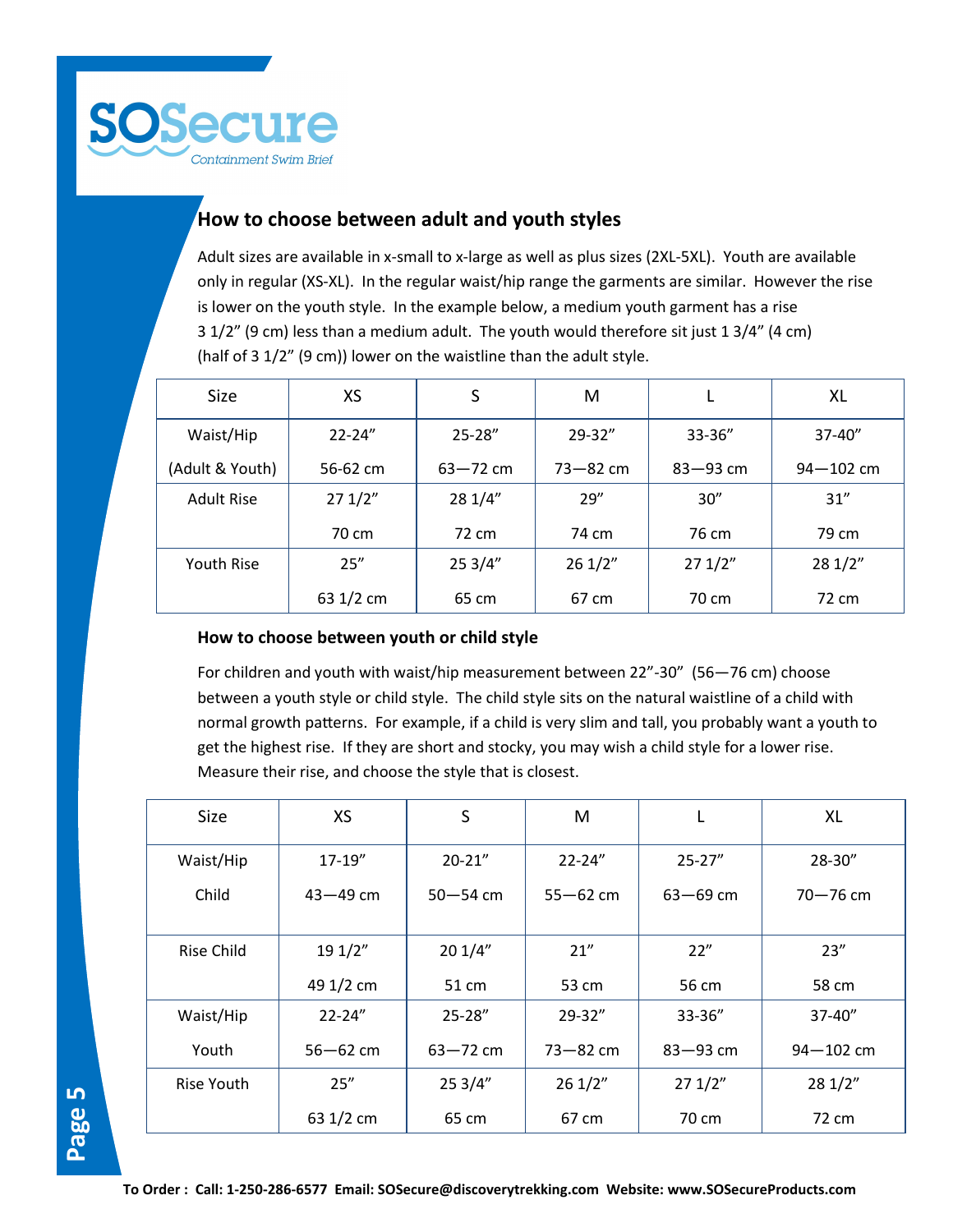SOSecure

Containment Swim Brief

## How to choose between adult and youth styles

Adult sizes are available in x-small to x-large as well as plus sizes (2XL-5XL). Youth are available only in regular (XS-XL). In the regular waist/hip range the garments are similar. However the rise is lower on the youth style. In the example below, a medium youth garment has a rise 3 1/2" (9 cm) less than a medium adult. The youth would therefore sit just 1 3/4" (4 cm) (half of 3 1/2" (9 cm)) lower on the waistline than the adult style.

| Size | XS | S | M | L | XL |
|---|---|---|---|---|---|
| Waist/Hip (Adult & Youth) | 22-24" 56-62 cm | 25-28" 63—72 cm | 29-32" 73—82 cm | 33-36" 83—93 cm | 37-40" 94—102 cm |
| Adult Rise | 27 1/2" 70 cm | 28 1/4" 72 cm | 29" 74 cm | 30" 76 cm | 31" 79 cm |
| Youth Rise | 25" 63 1/2 cm | 25 3/4" 65 cm | 26 1/2" 67 cm | 27 1/2" 70 cm | 28 1/2" 72 cm |

### How to choose between youth or child style

For children and youth with waist/hip measurement between 22"-30" (56—76 cm) choose between a youth style or child style. The child style sits on the natural waistline of a child with normal growth patterns. For example, if a child is very slim and tall, you probably want a youth to get the highest rise. If they are short and stocky, you may wish a child style for a lower rise. Measure their rise, and choose the style that is closest.

| Size | XS | S | M | L | XL |
|---|---|---|---|---|---|
| Waist/Hip Child | 17-19" 43—49 cm | 20-21" 50—54 cm | 22-24" 55—62 cm | 25-27" 63—69 cm | 28-30" 70—76 cm |
| Rise Child | 19 1/2" 49 1/2 cm | 20 1/4" 51 cm | 21" 53 cm | 22" 56 cm | 23" 58 cm |
| Waist/Hip Youth | 22-24" 56—62 cm | 25-28" 63—72 cm | 29-32" 73—82 cm | 33-36" 83—93 cm | 37-40" 94—102 cm |
| Rise Youth | 25" 63 1/2 cm | 25 3/4" 65 cm | 26 1/2" 67 cm | 27 1/2" 70 cm | 28 1/2" 72 cm |

**To Order : Call: 1-250-286-6577 Email: SOSecure@discoverytrekking.com Website: www.SOSecureProducts.com**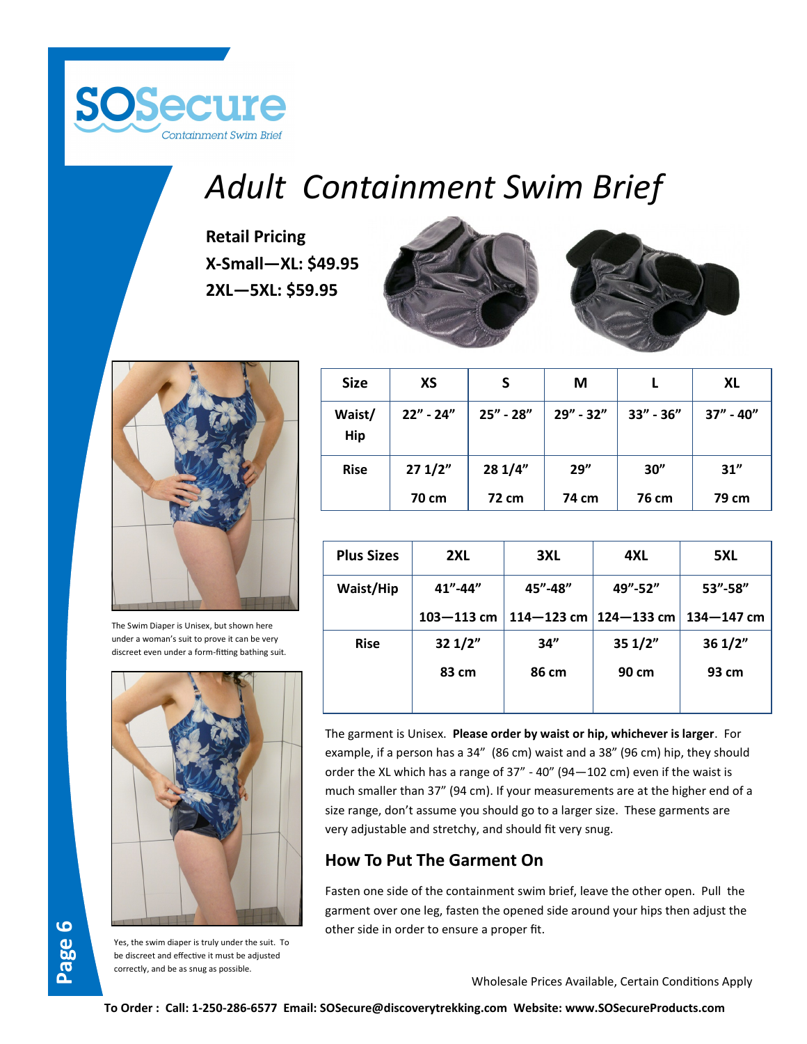SOSecure
Containment Swim Brief

# *Adult Containment Swim Brief*

**Retail Pricing**
**X-Small—XL: $49.95**
**2XL—5XL: $59.95**

| Size | XS | S | M | L | XL |
|---|---|---|---|---|---|
| Waist/ Hip | 22" - 24" | 25" - 28" | 29" - 32" | 33" - 36" | 37" - 40" |
| Rise | 27 1/2" 70 cm | 28 1/4" 72 cm | 29" 74 cm | 30" 76 cm | 31" 79 cm |

| Plus Sizes | 2XL | 3XL | 4XL | 5XL |
|---|---|---|---|---|
| Waist/Hip | 41"-44" 103—113 cm | 45"-48" 114—123 cm | 49"-52" 124—133 cm | 53"-58" 134—147 cm |
| Rise | 32 1/2" 83 cm | 34" 86 cm | 35 1/2" 90 cm | 36 1/2" 93 cm |

The Swim Diaper is Unisex, but shown here under a woman's suit to prove it can be very discreet even under a form-fitting bathing suit.

Yes, the swim diaper is truly under the suit. To be discreet and effective it must be adjusted correctly, and be as snug as possible.

The garment is Unisex. **Please order by waist or hip, whichever is larger**. For example, if a person has a 34" (86 cm) waist and a 38" (96 cm) hip, they should order the XL which has a range of 37" - 40" (94—102 cm) even if the waist is much smaller than 37" (94 cm). If your measurements are at the higher end of a size range, don't assume you should go to a larger size. These garments are very adjustable and stretchy, and should fit very snug.

## How To Put The Garment On

Fasten one side of the containment swim brief, leave the other open. Pull the garment over one leg, fasten the opened side around your hips then adjust the other side in order to ensure a proper fit.

Wholesale Prices Available, Certain Conditions Apply

**To Order : Call: 1-250-286-6577 Email: SOSecure@discoverytrekking.com Website: www.SOSecureProducts.com**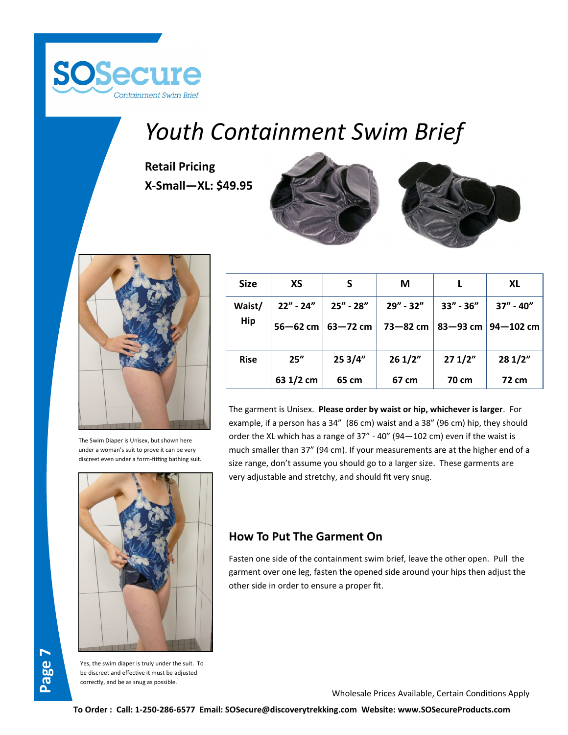SOSecure
Containment Swim Brief

# Youth Containment Swim Brief

**Retail Pricing**
**X-Small—XL: $49.95**

The Swim Diaper is Unisex, but shown here under a woman's suit to prove it can be very discreet even under a form-fitting bathing suit.

Yes, the swim diaper is truly under the suit. To be discreet and effective it must be adjusted correctly, and be as snug as possible.

| Size | XS | S | M | L | XL |
|---|---|---|---|---|---|
| Waist/ Hip | 22" - 24" 56—62 cm | 25" - 28" 63—72 cm | 29" - 32" 73—82 cm | 33" - 36" 83—93 cm | 37" - 40" 94—102 cm |
| Rise | 25" 63 1/2 cm | 25 3/4" 65 cm | 26 1/2" 67 cm | 27 1/2" 70 cm | 28 1/2" 72 cm |

The garment is Unisex. **Please order by waist or hip, whichever is larger**. For example, if a person has a 34" (86 cm) waist and a 38" (96 cm) hip, they should order the XL which has a range of 37" - 40" (94—102 cm) even if the waist is much smaller than 37" (94 cm). If your measurements are at the higher end of a size range, don't assume you should go to a larger size. These garments are very adjustable and stretchy, and should fit very snug.

## How To Put The Garment On

Fasten one side of the containment swim brief, leave the other open. Pull the garment over one leg, fasten the opened side around your hips then adjust the other side in order to ensure a proper fit.

Wholesale Prices Available, Certain Conditions Apply

**To Order : Call: 1-250-286-6577 Email: SOSecure@discoverytrekking.com Website: www.SOSecureProducts.com**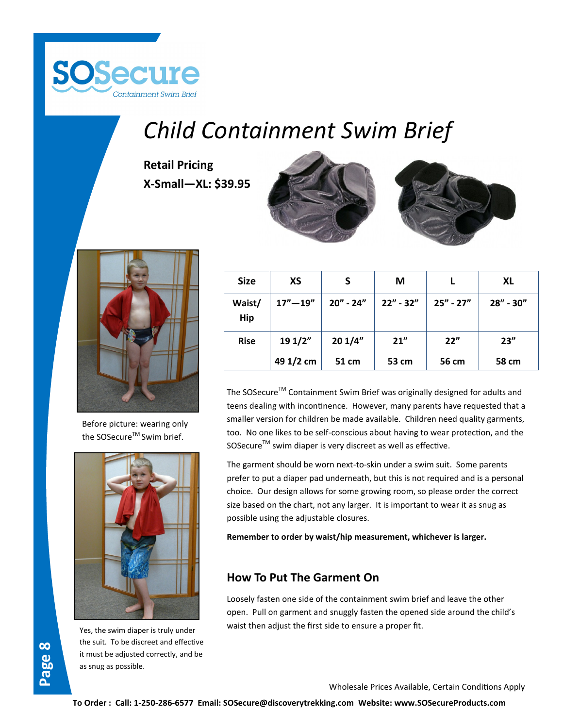SOSecure

Containment Swim Brief

# Child Containment Swim Brief

**Retail Pricing**

**X-Small—XL: $39.95**

| Size | XS | S | M | L | XL |
|---|---|---|---|---|---|
| Waist/ Hip | 17"—19" | 20" - 24" | 22" - 32" | 25" - 27" | 28" - 30" |
| Rise | 19 1/2" 49 1/2 cm | 20 1/4" 51 cm | 21" 53 cm | 22" 56 cm | 23" 58 cm |

Before picture: wearing only the SOSecure™ Swim brief.

Yes, the swim diaper is truly under the suit. To be discreet and effective it must be adjusted correctly, and be as snug as possible.

The SOSecure™ Containment Swim Brief was originally designed for adults and teens dealing with incontinence. However, many parents have requested that a smaller version for children be made available. Children need quality garments, too. No one likes to be self-conscious about having to wear protection, and the SOSecure™ swim diaper is very discreet as well as effective.

The garment should be worn next-to-skin under a swim suit. Some parents prefer to put a diaper pad underneath, but this is not required and is a personal choice. Our design allows for some growing room, so please order the correct size based on the chart, not any larger. It is important to wear it as snug as possible using the adjustable closures.

**Remember to order by waist/hip measurement, whichever is larger.**

## How To Put The Garment On

Loosely fasten one side of the containment swim brief and leave the other open. Pull on garment and snuggly fasten the opened side around the child's waist then adjust the first side to ensure a proper fit.

Wholesale Prices Available, Certain Conditions Apply

**To Order : Call: 1-250-286-6577 Email: SOSecure@discoverytrekking.com Website: www.SOSecureProducts.com**